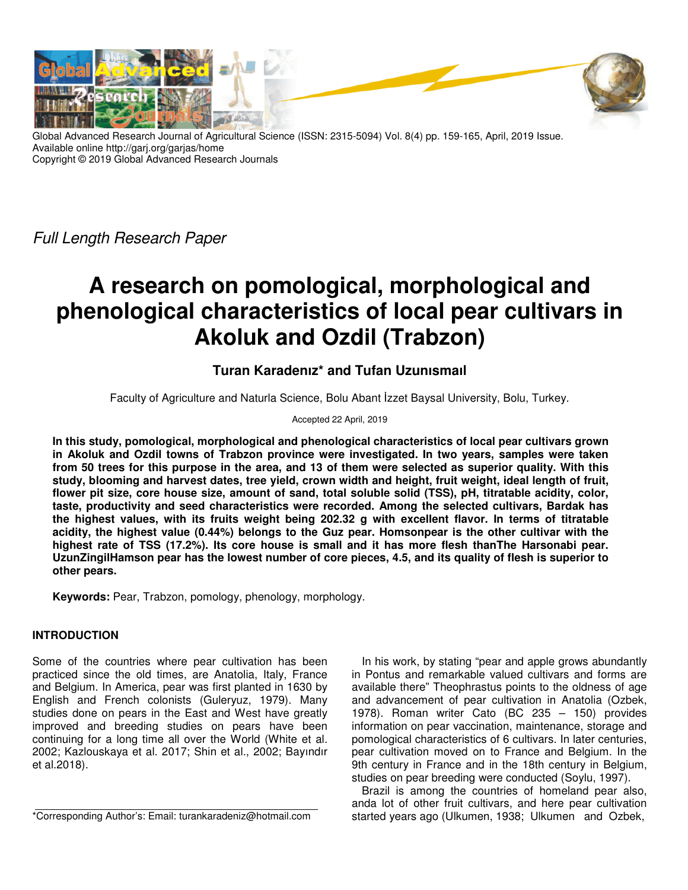Global Advanced Research Journal of Agricultural Science (ISSN: 2315-5094) Vol. 8(4) pp. 159-165, April, 2019 Issue.
Available online http://garj.org/garjas/home
Copyright © 2019 Global Advanced Research Journals

*Full Length Research Paper*

# A research on pomological, morphological and phenological characteristics of local pear cultivars in Akoluk and Ozdil (Trabzon)

**Turan Karadenız* and Tufan Uzunısmaıl**

Faculty of Agriculture and Naturla Science, Bolu Abant İzzet Baysal University, Bolu, Turkey.

Accepted 22 April, 2019

**In this study, pomological, morphological and phenological characteristics of local pear cultivars grown in Akoluk and Ozdil towns of Trabzon province were investigated. In two years, samples were taken from 50 trees for this purpose in the area, and 13 of them were selected as superior quality. With this study, blooming and harvest dates, tree yield, crown width and height, fruit weight, ideal length of fruit, flower pit size, core house size, amount of sand, total soluble solid (TSS), pH, titratable acidity, color, taste, productivity and seed characteristics were recorded. Among the selected cultivars, Bardak has the highest values, with its fruits weight being 202.32 g with excellent flavor. In terms of titratable acidity, the highest value (0.44%) belongs to the Guz pear. Homsonpear is the other cultivar with the highest rate of TSS (17.2%). Its core house is small and it has more flesh thanThe Harsonabi pear. UzunZingilHamson pear has the lowest number of core pieces, 4.5, and its quality of flesh is superior to other pears.**

**Keywords:** Pear, Trabzon, pomology, phenology, morphology.

## INTRODUCTION

Some of the countries where pear cultivation has been practiced since the old times, are Anatolia, Italy, France and Belgium. In America, pear was first planted in 1630 by English and French colonists (Guleryuz, 1979). Many studies done on pears in the East and West have greatly improved and breeding studies on pears have been continuing for a long time all over the World (White et al. 2002; Kazlouskaya et al. 2017; Shin et al., 2002; Bayındır et al.2018).

In his work, by stating "pear and apple grows abundantly in Pontus and remarkable valued cultivars and forms are available there" Theophrastus points to the oldness of age and advancement of pear cultivation in Anatolia (Ozbek, 1978). Roman writer Cato (BC 235 – 150) provides information on pear vaccination, maintenance, storage and pomological characteristics of 6 cultivars. In later centuries, pear cultivation moved on to France and Belgium. In the 9th century in France and in the 18th century in Belgium, studies on pear breeding were conducted (Soylu, 1997).

Brazil is among the countries of homeland pear also, anda lot of other fruit cultivars, and here pear cultivation started years ago (Ulkumen, 1938; Ulkumen and Ozbek,

*Corresponding Author's: Email: turankaradeniz@hotmail.com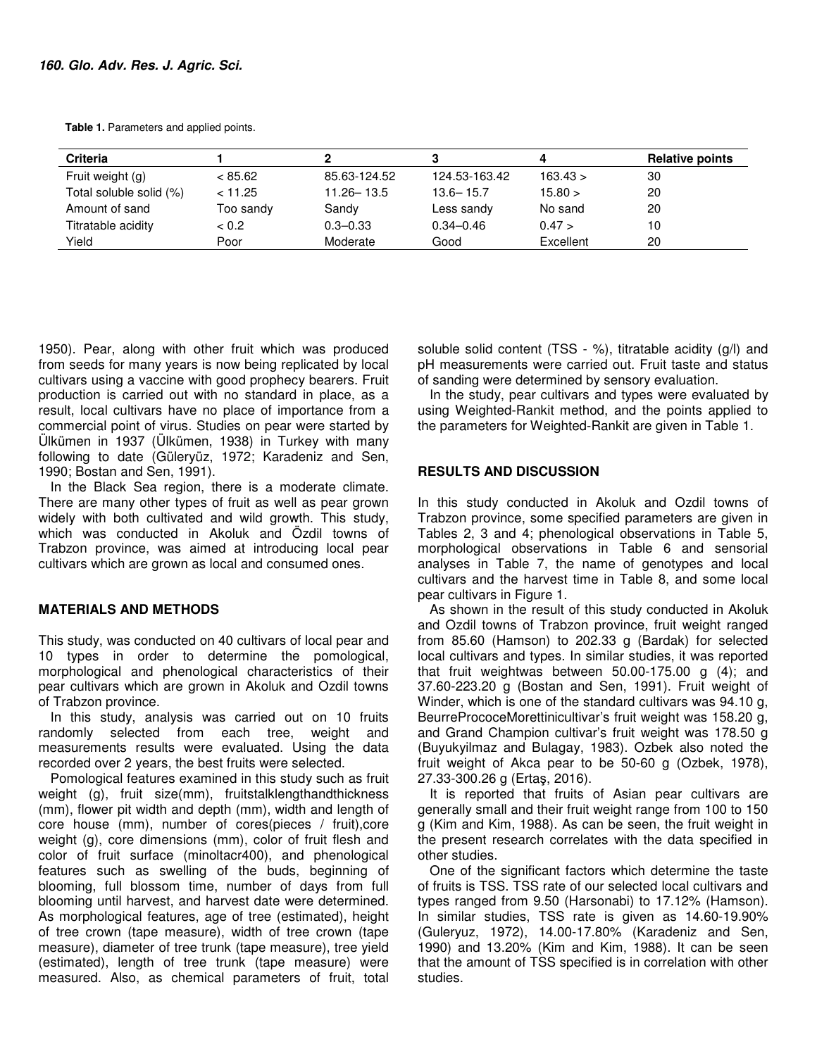**Table 1.** Parameters and applied points.

| Criteria | 1 | 2 | 3 | 4 | Relative points |
|---|---|---|---|---|---|
| Fruit weight (g) | < 85.62 | 85.63-124.52 | 124.53-163.42 | 163.43 > | 30 |
| Total soluble solid (%) | < 11.25 | 11.26– 13.5 | 13.6– 15.7 | 15.80 > | 20 |
| Amount of sand | Too sandy | Sandy | Less sandy | No sand | 20 |
| Titratable acidity | < 0.2 | 0.3–0.33 | 0.34–0.46 | 0.47 > | 10 |
| Yield | Poor | Moderate | Good | Excellent | 20 |

1950). Pear, along with other fruit which was produced from seeds for many years is now being replicated by local cultivars using a vaccine with good prophecy bearers. Fruit production is carried out with no standard in place, as a result, local cultivars have no place of importance from a commercial point of virus. Studies on pear were started by Ülkümen in 1937 (Ülkümen, 1938) in Turkey with many following to date (Güleryüz, 1972; Karadeniz and Sen, 1990; Bostan and Sen, 1991).

In the Black Sea region, there is a moderate climate. There are many other types of fruit as well as pear grown widely with both cultivated and wild growth. This study, which was conducted in Akoluk and Özdil towns of Trabzon province, was aimed at introducing local pear cultivars which are grown as local and consumed ones.

## MATERIALS AND METHODS

This study, was conducted on 40 cultivars of local pear and 10 types in order to determine the pomological, morphological and phenological characteristics of their pear cultivars which are grown in Akoluk and Ozdil towns of Trabzon province.

In this study, analysis was carried out on 10 fruits randomly selected from each tree, weight and measurements results were evaluated. Using the data recorded over 2 years, the best fruits were selected.

Pomological features examined in this study such as fruit weight (g), fruit size(mm), fruitstalklengthandthickness (mm), flower pit width and depth (mm), width and length of core house (mm), number of cores(pieces / fruit),core weight (g), core dimensions (mm), color of fruit flesh and color of fruit surface (minoltacr400), and phenological features such as swelling of the buds, beginning of blooming, full blossom time, number of days from full blooming until harvest, and harvest date were determined. As morphological features, age of tree (estimated), height of tree crown (tape measure), width of tree crown (tape measure), diameter of tree trunk (tape measure), tree yield (estimated), length of tree trunk (tape measure) were measured. Also, as chemical parameters of fruit, total soluble solid content (TSS - %), titratable acidity (g/l) and pH measurements were carried out. Fruit taste and status of sanding were determined by sensory evaluation.

In the study, pear cultivars and types were evaluated by using Weighted-Rankit method, and the points applied to the parameters for Weighted-Rankit are given in Table 1.

## RESULTS AND DISCUSSION

In this study conducted in Akoluk and Ozdil towns of Trabzon province, some specified parameters are given in Tables 2, 3 and 4; phenological observations in Table 5, morphological observations in Table 6 and sensorial analyses in Table 7, the name of genotypes and local cultivars and the harvest time in Table 8, and some local pear cultivars in Figure 1.

As shown in the result of this study conducted in Akoluk and Ozdil towns of Trabzon province, fruit weight ranged from 85.60 (Hamson) to 202.33 g (Bardak) for selected local cultivars and types. In similar studies, it was reported that fruit weightwas between 50.00-175.00 g (4); and 37.60-223.20 g (Bostan and Sen, 1991). Fruit weight of Winder, which is one of the standard cultivars was 94.10 g, BeurrePrococeMorettinicultivar's fruit weight was 158.20 g, and Grand Champion cultivar's fruit weight was 178.50 g (Buyukyilmaz and Bulagay, 1983). Ozbek also noted the fruit weight of Akca pear to be 50-60 g (Ozbek, 1978), 27.33-300.26 g (Ertaş, 2016).

It is reported that fruits of Asian pear cultivars are generally small and their fruit weight range from 100 to 150 g (Kim and Kim, 1988). As can be seen, the fruit weight in the present research correlates with the data specified in other studies.

One of the significant factors which determine the taste of fruits is TSS. TSS rate of our selected local cultivars and types ranged from 9.50 (Harsonabi) to 17.12% (Hamson). In similar studies, TSS rate is given as 14.60-19.90% (Guleryuz, 1972), 14.00-17.80% (Karadeniz and Sen, 1990) and 13.20% (Kim and Kim, 1988). It can be seen that the amount of TSS specified is in correlation with other studies.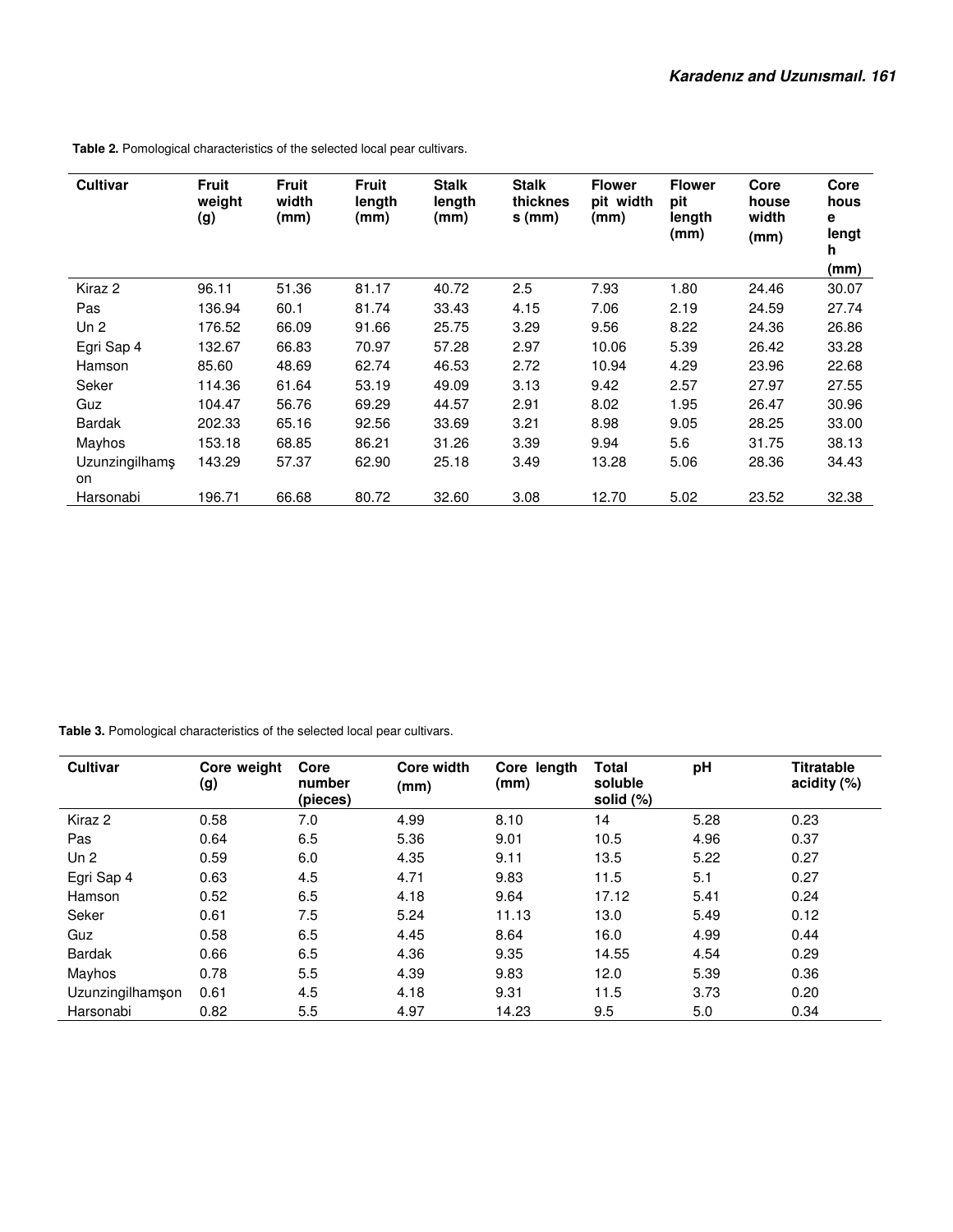**Table 2.** Pomological characteristics of the selected local pear cultivars.

| Cultivar | Fruit weight (g) | Fruit width (mm) | Fruit length (mm) | Stalk length (mm) | Stalk thickness (mm) | Flower pit width (mm) | Flower pit length (mm) | Core house width (mm) | Core house length (mm) |
|---|---|---|---|---|---|---|---|---|---|
| Kiraz 2 | 96.11 | 51.36 | 81.17 | 40.72 | 2.5 | 7.93 | 1.80 | 24.46 | 30.07 |
| Pas | 136.94 | 60.1 | 81.74 | 33.43 | 4.15 | 7.06 | 2.19 | 24.59 | 27.74 |
| Un 2 | 176.52 | 66.09 | 91.66 | 25.75 | 3.29 | 9.56 | 8.22 | 24.36 | 26.86 |
| Egri Sap 4 | 132.67 | 66.83 | 70.97 | 57.28 | 2.97 | 10.06 | 5.39 | 26.42 | 33.28 |
| Hamson | 85.60 | 48.69 | 62.74 | 46.53 | 2.72 | 10.94 | 4.29 | 23.96 | 22.68 |
| Seker | 114.36 | 61.64 | 53.19 | 49.09 | 3.13 | 9.42 | 2.57 | 27.97 | 27.55 |
| Guz | 104.47 | 56.76 | 69.29 | 44.57 | 2.91 | 8.02 | 1.95 | 26.47 | 30.96 |
| Bardak | 202.33 | 65.16 | 92.56 | 33.69 | 3.21 | 8.98 | 9.05 | 28.25 | 33.00 |
| Mayhos | 153.18 | 68.85 | 86.21 | 31.26 | 3.39 | 9.94 | 5.6 | 31.75 | 38.13 |
| Uzunzingilhamşon | 143.29 | 57.37 | 62.90 | 25.18 | 3.49 | 13.28 | 5.06 | 28.36 | 34.43 |
| Harsonabi | 196.71 | 66.68 | 80.72 | 32.60 | 3.08 | 12.70 | 5.02 | 23.52 | 32.38 |

**Table 3.** Pomological characteristics of the selected local pear cultivars.

| Cultivar | Core weight (g) | Core number (pieces) | Core width (mm) | Core length (mm) | Total soluble solid (%) | pH | Titratable acidity (%) |
|---|---|---|---|---|---|---|---|
| Kiraz 2 | 0.58 | 7.0 | 4.99 | 8.10 | 14 | 5.28 | 0.23 |
| Pas | 0.64 | 6.5 | 5.36 | 9.01 | 10.5 | 4.96 | 0.37 |
| Un 2 | 0.59 | 6.0 | 4.35 | 9.11 | 13.5 | 5.22 | 0.27 |
| Egri Sap 4 | 0.63 | 4.5 | 4.71 | 9.83 | 11.5 | 5.1 | 0.27 |
| Hamson | 0.52 | 6.5 | 4.18 | 9.64 | 17.12 | 5.41 | 0.24 |
| Seker | 0.61 | 7.5 | 5.24 | 11.13 | 13.0 | 5.49 | 0.12 |
| Guz | 0.58 | 6.5 | 4.45 | 8.64 | 16.0 | 4.99 | 0.44 |
| Bardak | 0.66 | 6.5 | 4.36 | 9.35 | 14.55 | 4.54 | 0.29 |
| Mayhos | 0.78 | 5.5 | 4.39 | 9.83 | 12.0 | 5.39 | 0.36 |
| Uzunzingilhamşon | 0.61 | 4.5 | 4.18 | 9.31 | 11.5 | 3.73 | 0.20 |
| Harsonabi | 0.82 | 5.5 | 4.97 | 14.23 | 9.5 | 5.0 | 0.34 |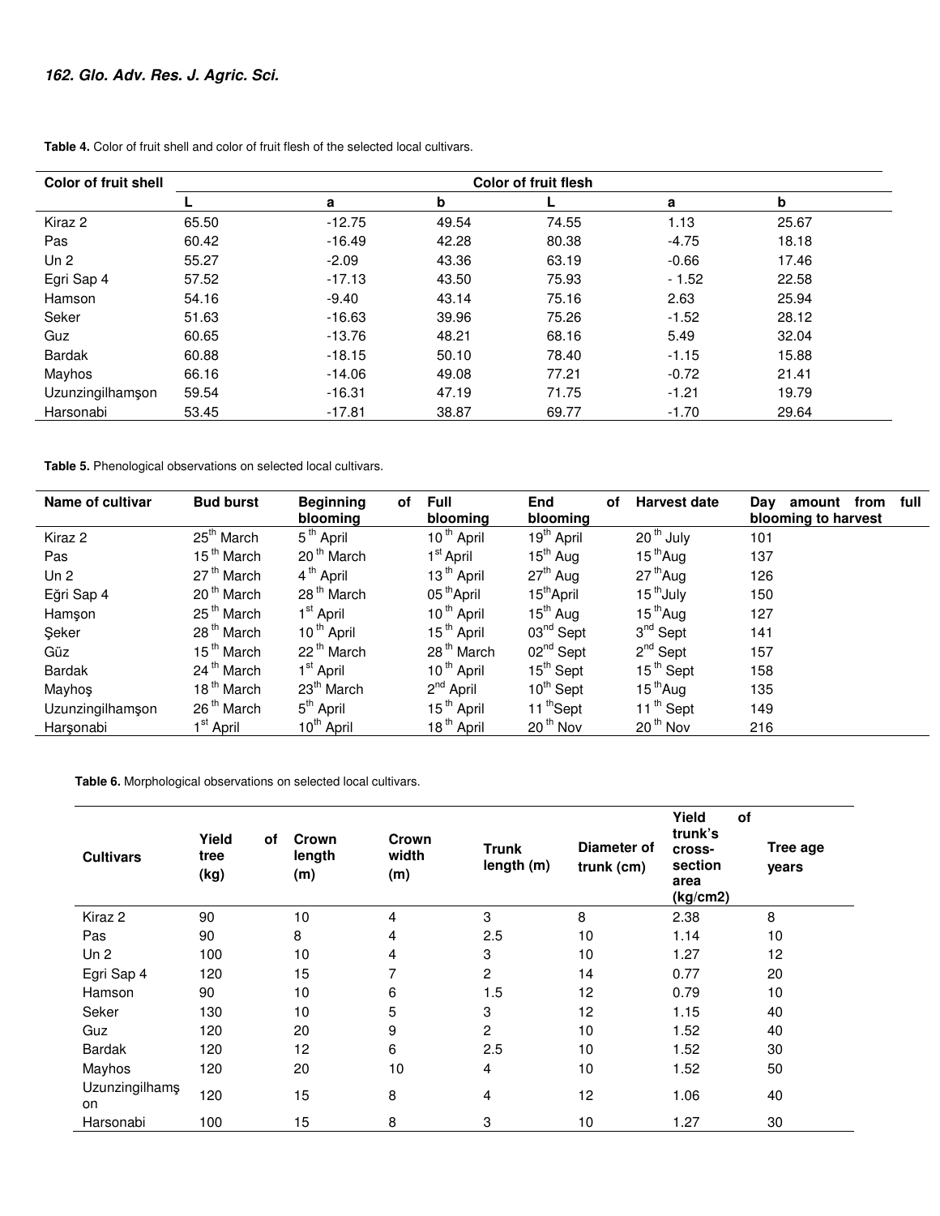**Table 4.** Color of fruit shell and color of fruit flesh of the selected local cultivars.

| Color of fruit shell | | | | Color of fruit flesh | | |
|---|---|---|---|---|---|---|
| | L | a | b | L | a | b |
| Kiraz 2 | 65.50 | -12.75 | 49.54 | 74.55 | 1.13 | 25.67 |
| Pas | 60.42 | -16.49 | 42.28 | 80.38 | -4.75 | 18.18 |
| Un 2 | 55.27 | -2.09 | 43.36 | 63.19 | -0.66 | 17.46 |
| Egri Sap 4 | 57.52 | -17.13 | 43.50 | 75.93 | - 1.52 | 22.58 |
| Hamson | 54.16 | -9.40 | 43.14 | 75.16 | 2.63 | 25.94 |
| Seker | 51.63 | -16.63 | 39.96 | 75.26 | -1.52 | 28.12 |
| Guz | 60.65 | -13.76 | 48.21 | 68.16 | 5.49 | 32.04 |
| Bardak | 60.88 | -18.15 | 50.10 | 78.40 | -1.15 | 15.88 |
| Mayhos | 66.16 | -14.06 | 49.08 | 77.21 | -0.72 | 21.41 |
| Uzunzingilhamşon | 59.54 | -16.31 | 47.19 | 71.75 | -1.21 | 19.79 |
| Harsonabi | 53.45 | -17.81 | 38.87 | 69.77 | -1.70 | 29.64 |

**Table 5.** Phenological observations on selected local cultivars.

| Name of cultivar | Bud burst | Beginning of blooming | Full blooming | End of blooming | Harvest date | Day amount from full blooming to harvest |
|---|---|---|---|---|---|---|
| Kiraz 2 | 25th March | 5th April | 10th April | 19th April | 20th July | 101 |
| Pas | 15th March | 20th March | 1st April | 15th Aug | 15th Aug | 137 |
| Un 2 | 27th March | 4th April | 13th April | 27th Aug | 27th Aug | 126 |
| Eğri Sap 4 | 20th March | 28th March | 05th April | 15th April | 15th July | 150 |
| Hamşon | 25th March | 1st April | 10th April | 15th Aug | 15th Aug | 127 |
| Şeker | 28th March | 10th April | 15th April | 03nd Sept | 3nd Sept | 141 |
| Güz | 15th March | 22th March | 28th March | 02nd Sept | 2nd Sept | 157 |
| Bardak | 24th March | 1st April | 10th April | 15th Sept | 15th Sept | 158 |
| Mayhoş | 18th March | 23th March | 2nd April | 10th Sept | 15th Aug | 135 |
| Uzunzingilhamşon | 26th March | 5th April | 15th April | 11th Sept | 11th Sept | 149 |
| Harşonabi | 1st April | 10th April | 18th April | 20th Nov | 20th Nov | 216 |

**Table 6.** Morphological observations on selected local cultivars.

| Cultivars | Yield of tree (kg) | Crown length (m) | Crown width (m) | Trunk length (m) | Diameter of trunk (cm) | Yield of trunk's cross-section area (kg/cm2) | Tree age years |
|---|---|---|---|---|---|---|---|
| Kiraz 2 | 90 | 10 | 4 | 3 | 8 | 2.38 | 8 |
| Pas | 90 | 8 | 4 | 2.5 | 10 | 1.14 | 10 |
| Un 2 | 100 | 10 | 4 | 3 | 10 | 1.27 | 12 |
| Egri Sap 4 | 120 | 15 | 7 | 2 | 14 | 0.77 | 20 |
| Hamson | 90 | 10 | 6 | 1.5 | 12 | 0.79 | 10 |
| Seker | 130 | 10 | 5 | 3 | 12 | 1.15 | 40 |
| Guz | 120 | 20 | 9 | 2 | 10 | 1.52 | 40 |
| Bardak | 120 | 12 | 6 | 2.5 | 10 | 1.52 | 30 |
| Mayhos | 120 | 20 | 10 | 4 | 10 | 1.52 | 50 |
| Uzunzingilhamşon | 120 | 15 | 8 | 4 | 12 | 1.06 | 40 |
| Harsonabi | 100 | 15 | 8 | 3 | 10 | 1.27 | 30 |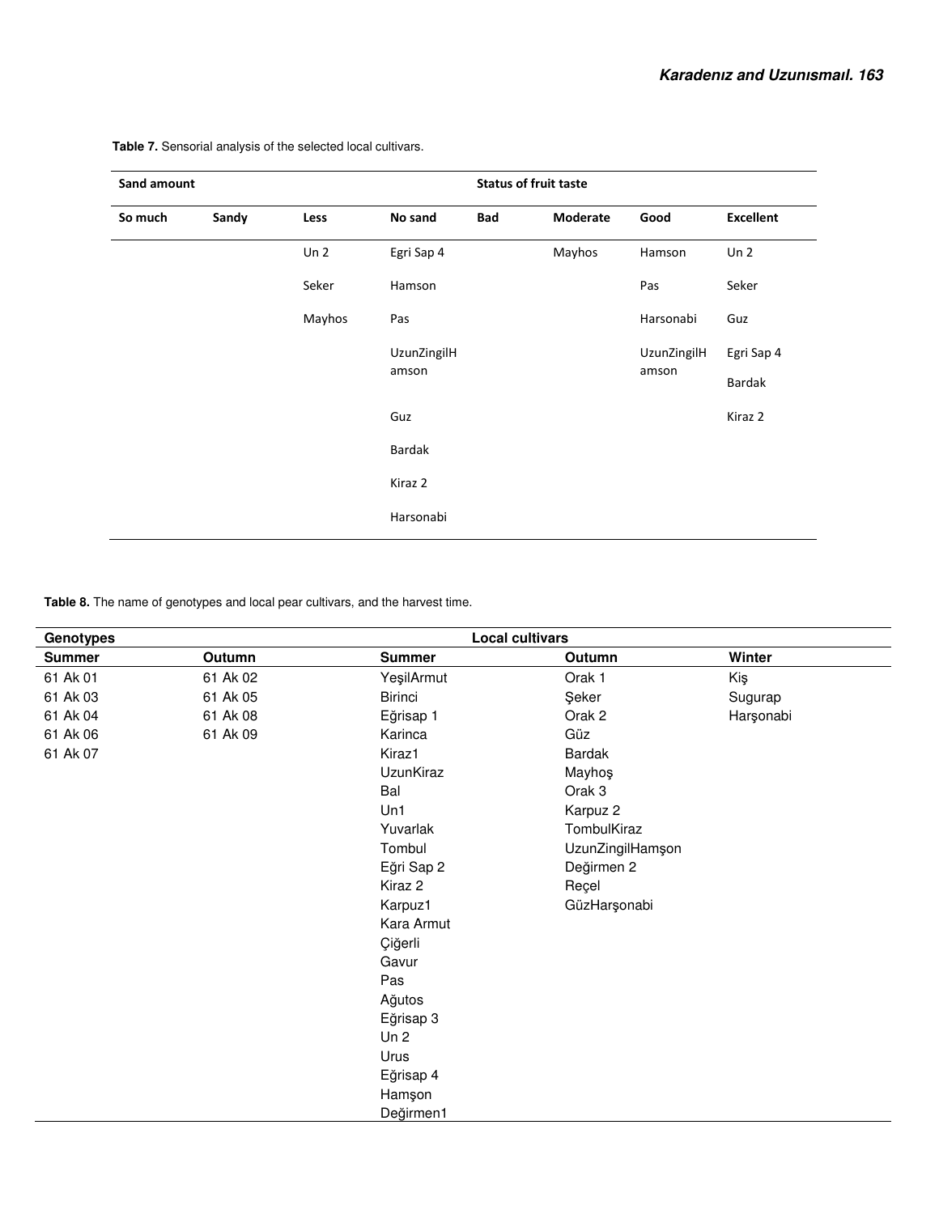**Table 7.** Sensorial analysis of the selected local cultivars.

| Sand amount | | | | Status of fruit taste | | | |
|---|---|---|---|---|---|---|---|
| So much | Sandy | Less | No sand | Bad | Moderate | Good | Excellent |
| | | Un 2 | Egri Sap 4 | | Mayhos | Hamson | Un 2 |
| | | Seker | Hamson | | | Pas | Seker |
| | | Mayhos | Pas | | | Harsonabi | Guz |
| | | | UzunZingilHamson | | | UzunZingilHamson | Egri Sap 4 |
| | | | | | | | Bardak |
| | | | Guz | | | | Kiraz 2 |
| | | | Bardak | | | | |
| | | | Kiraz 2 | | | | |
| | | | Harsonabi | | | | |

**Table 8.** The name of genotypes and local pear cultivars, and the harvest time.

| Genotypes | | Local cultivars | | |
|---|---|---|---|---|
| Summer | Outumn | Summer | Outumn | Winter |
| 61 Ak 01 | 61 Ak 02 | YeşilArmut | Orak 1 | Kiş |
| 61 Ak 03 | 61 Ak 05 | Birinci | Şeker | Sugurap |
| 61 Ak 04 | 61 Ak 08 | Eğrisap 1 | Orak 2 | Harşonabi |
| 61 Ak 06 | 61 Ak 09 | Karinca | Güz | |
| 61 Ak 07 | | Kiraz1 | Bardak | |
| | | UzunKiraz | Mayhoş | |
| | | Bal | Orak 3 | |
| | | Un1 | Karpuz 2 | |
| | | Yuvarlak | TombulKiraz | |
| | | Tombul | UzunZingilHamşon | |
| | | Eğri Sap 2 | Değirmen 2 | |
| | | Kiraz 2 | Reçel | |
| | | Karpuz1 | GüzHarşonabi | |
| | | Kara Armut | | |
| | | Çiğerli | | |
| | | Gavur | | |
| | | Pas | | |
| | | Ağutos | | |
| | | Eğrisap 3 | | |
| | | Un 2 | | |
| | | Urus | | |
| | | Eğrisap 4 | | |
| | | Hamşon | | |
| | | Değirmen1 | | |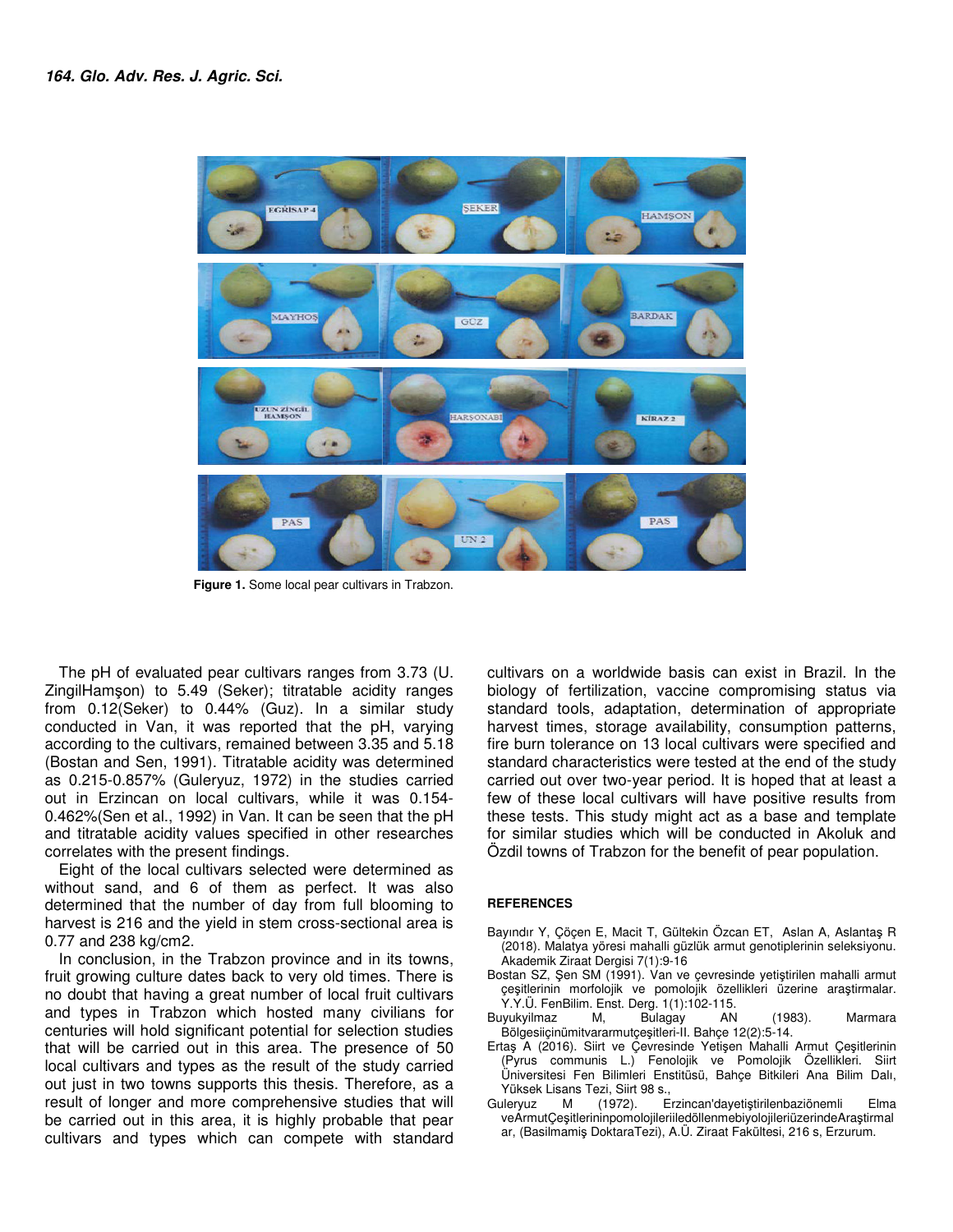Figure 1. Some local pear cultivars in Trabzon.

The pH of evaluated pear cultivars ranges from 3.73 (U. ZingilHamşon) to 5.49 (Seker); titratable acidity ranges from 0.12(Seker) to 0.44% (Guz). In a similar study conducted in Van, it was reported that the pH, varying according to the cultivars, remained between 3.35 and 5.18 (Bostan and Sen, 1991). Titratable acidity was determined as 0.215-0.857% (Guleryuz, 1972) in the studies carried out in Erzincan on local cultivars, while it was 0.154-0.462%(Sen et al., 1992) in Van. It can be seen that the pH and titratable acidity values specified in other researches correlates with the present findings.

Eight of the local cultivars selected were determined as without sand, and 6 of them as perfect. It was also determined that the number of day from full blooming to harvest is 216 and the yield in stem cross-sectional area is 0.77 and 238 kg/cm2.

In conclusion, in the Trabzon province and in its towns, fruit growing culture dates back to very old times. There is no doubt that having a great number of local fruit cultivars and types in Trabzon which hosted many civilians for centuries will hold significant potential for selection studies that will be carried out in this area. The presence of 50 local cultivars and types as the result of the study carried out just in two towns supports this thesis. Therefore, as a result of longer and more comprehensive studies that will be carried out in this area, it is highly probable that pear cultivars and types which can compete with standard cultivars on a worldwide basis can exist in Brazil. In the biology of fertilization, vaccine compromising status via standard tools, adaptation, determination of appropriate harvest times, storage availability, consumption patterns, fire burn tolerance on 13 local cultivars were specified and standard characteristics were tested at the end of the study carried out over two-year period. It is hoped that at least a few of these local cultivars will have positive results from these tests. This study might act as a base and template for similar studies which will be conducted in Akoluk and Özdil towns of Trabzon for the benefit of pear population.

## REFERENCES

Bayındır Y, Çöçen E, Macit T, Gültekin Özcan ET, Aslan A, Aslantaş R (2018). Malatya yöresi mahalli güzlük armut genotiplerinin seleksiyonu. Akademik Ziraat Dergisi 7(1):9-16

Bostan SZ, Şen SM (1991). Van ve çevresinde yetiştirilen mahalli armut çeşitlerinin morfolojik ve pomolojik özellikleri üzerine araştırmalar. Y.Y.Ü. FenBilim. Enst. Derg. 1(1):102-115.

Buyukyilmaz M, Bulagay AN (1983). Marmara BölgesiiçinümitvararmutÇeşitleri-II. Bahçe 12(2):5-14.

Ertaş A (2016). Siirt ve Çevresinde Yetişen Mahalli Armut Çeşitlerinin (Pyrus communis L.) Fenolojik ve Pomolojik Özellikleri. Siirt Üniversitesi Fen Bilimleri Enstitüsü, Bahçe Bitkileri Ana Bilim Dalı, Yüksek Lisans Tezi, Siirt 98 s.,

Guleryuz M (1972). Erzincan'dayetiştirilenbaziönemli Elma veArmutÇeşitlerininpomolojileriiledöllenmebiyolojileriüzerindeAraştirmalar, (Basilmamiş DoktaraTezi), A.Ü. Ziraat Fakültesi, 216 s, Erzurum.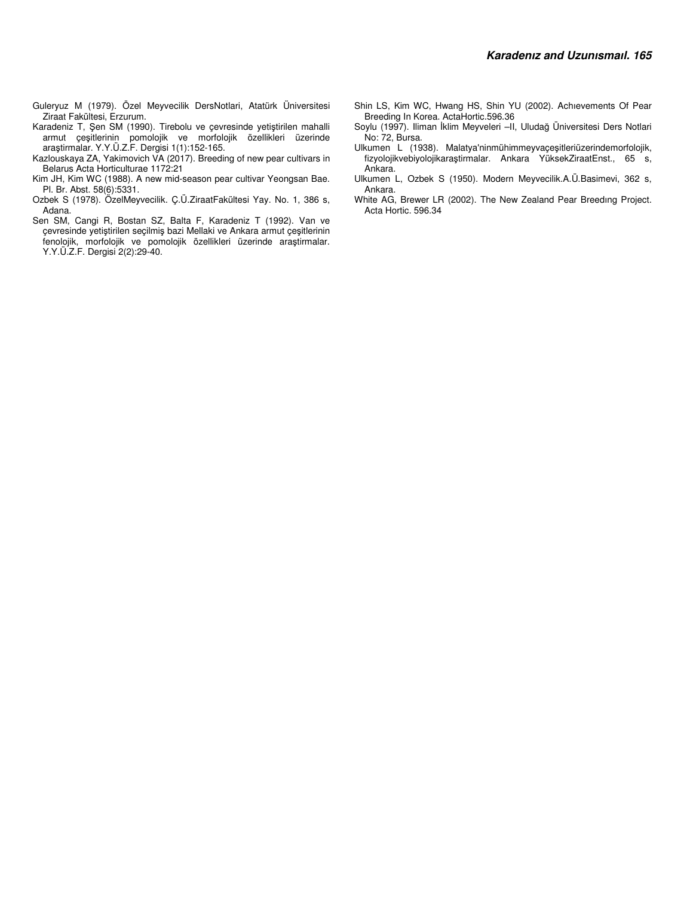Guleryuz M (1979). Özel Meyvecilik DersNotlari, Atatürk Üniversitesi Ziraat Fakültesi, Erzurum.

Karadeniz T, Şen SM (1990). Tirebolu ve çevresinde yetiştirilen mahalli armut çeşitlerinin pomolojik ve morfolojik özellikleri üzerinde araştirmalar. Y.Y.Ü.Z.F. Dergisi 1(1):152-165.

Kazlouskaya ZA, Yakimovich VA (2017). Breeding of new pear cultivars in Belarus Acta Horticulturae 1172:21

Kim JH, Kim WC (1988). A new mid-season pear cultivar Yeongsan Bae. Pl. Br. Abst. 58(6):5331.

Ozbek S (1978). ÖzelMeyvecilik. Ç.Ü.ZiraatFakültesi Yay. No. 1, 386 s, Adana.

Sen SM, Cangi R, Bostan SZ, Balta F, Karadeniz T (1992). Van ve çevresinde yetiştirilen seçilmiş bazi Mellaki ve Ankara armut çeşitlerinin fenolojik, morfolojik ve pomolojik özellikleri üzerinde araştirmalar. Y.Y.Ü.Z.F. Dergisi 2(2):29-40.

Shin LS, Kim WC, Hwang HS, Shin YU (2002). Achıevements Of Pear Breeding In Korea. ActaHortic.596.36

Soylu (1997). Iliman İklim Meyveleri –II, Uludağ Üniversitesi Ders Notlari No: 72, Bursa.

Ulkumen L (1938). Malatya'ninmühimmeyvaçeşitleriüzerindemorfolojik, fizyolojikvebiyolojikaraştirmalar. Ankara YüksekZiraatEnst., 65 s, Ankara.

Ulkumen L, Ozbek S (1950). Modern Meyvecilik.A.Ü.Basimevi, 362 s, Ankara.

White AG, Brewer LR (2002). The New Zealand Pear Breedıng Project. Acta Hortic. 596.34